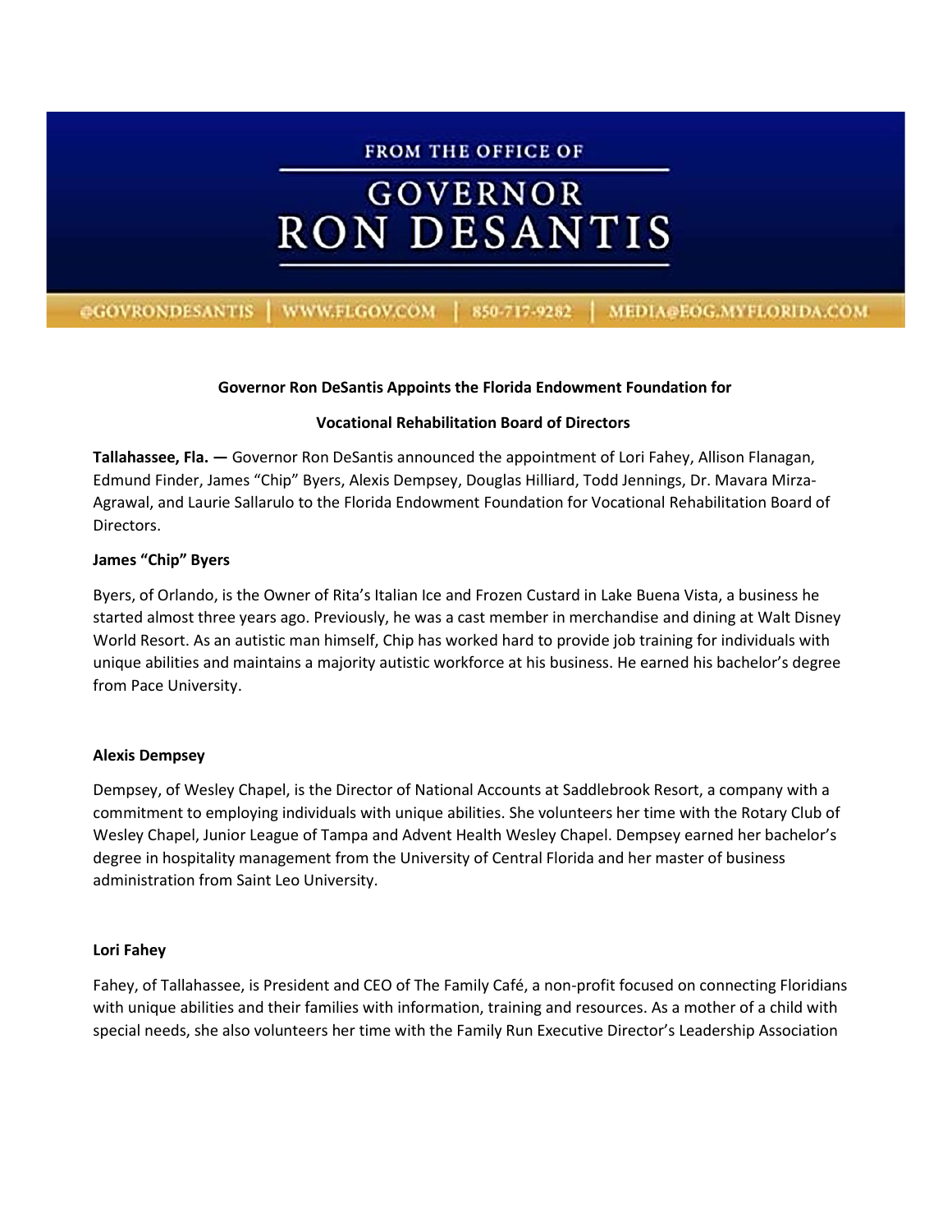FROM THE OFFICE OF

# GOVERNOR RON DESANTIS

@GOVRONDESANTIS | WWW.FLGOV.COM | 850-717-9282 | MEDIA@EOG.MYFLORIDA.COM

**Governor Ron DeSantis Appoints the Florida Endowment Foundation for**

**Vocational Rehabilitation Board of Directors**

**Tallahassee, Fla. —** Governor Ron DeSantis announced the appointment of Lori Fahey, Allison Flanagan, Edmund Finder, James "Chip" Byers, Alexis Dempsey, Douglas Hilliard, Todd Jennings, Dr. Mavara Mirza-Agrawal, and Laurie Sallarulo to the Florida Endowment Foundation for Vocational Rehabilitation Board of Directors.

**James "Chip" Byers**

Byers, of Orlando, is the Owner of Rita's Italian Ice and Frozen Custard in Lake Buena Vista, a business he started almost three years ago. Previously, he was a cast member in merchandise and dining at Walt Disney World Resort. As an autistic man himself, Chip has worked hard to provide job training for individuals with unique abilities and maintains a majority autistic workforce at his business. He earned his bachelor's degree from Pace University.

**Alexis Dempsey**

Dempsey, of Wesley Chapel, is the Director of National Accounts at Saddlebrook Resort, a company with a commitment to employing individuals with unique abilities. She volunteers her time with the Rotary Club of Wesley Chapel, Junior League of Tampa and Advent Health Wesley Chapel. Dempsey earned her bachelor's degree in hospitality management from the University of Central Florida and her master of business administration from Saint Leo University.

**Lori Fahey**

Fahey, of Tallahassee, is President and CEO of The Family Café, a non-profit focused on connecting Floridians with unique abilities and their families with information, training and resources. As a mother of a child with special needs, she also volunteers her time with the Family Run Executive Director's Leadership Association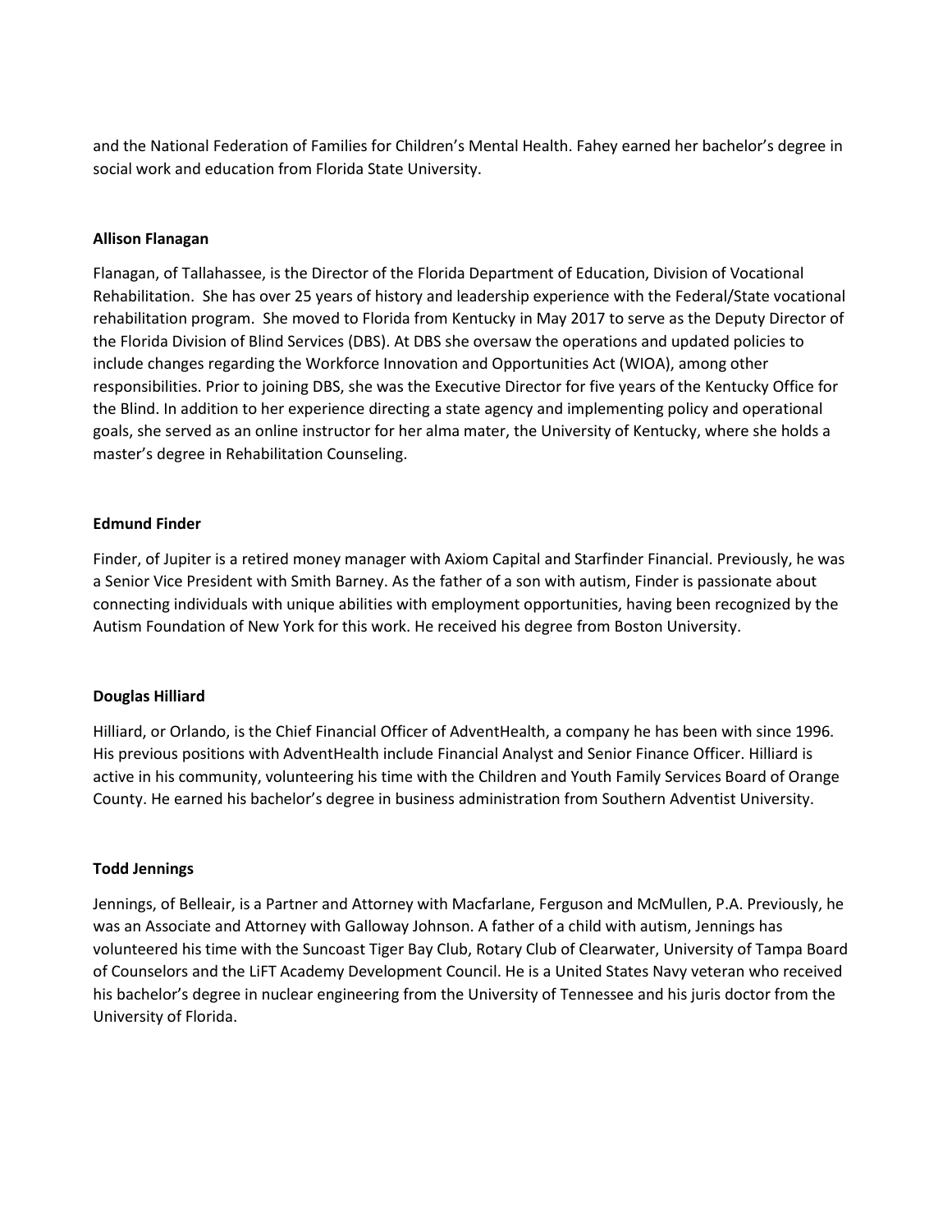and the National Federation of Families for Children's Mental Health. Fahey earned her bachelor's degree in social work and education from Florida State University.

**Allison Flanagan**

Flanagan, of Tallahassee, is the Director of the Florida Department of Education, Division of Vocational Rehabilitation. She has over 25 years of history and leadership experience with the Federal/State vocational rehabilitation program. She moved to Florida from Kentucky in May 2017 to serve as the Deputy Director of the Florida Division of Blind Services (DBS). At DBS she oversaw the operations and updated policies to include changes regarding the Workforce Innovation and Opportunities Act (WIOA), among other responsibilities. Prior to joining DBS, she was the Executive Director for five years of the Kentucky Office for the Blind. In addition to her experience directing a state agency and implementing policy and operational goals, she served as an online instructor for her alma mater, the University of Kentucky, where she holds a master's degree in Rehabilitation Counseling.

**Edmund Finder**

Finder, of Jupiter is a retired money manager with Axiom Capital and Starfinder Financial. Previously, he was a Senior Vice President with Smith Barney. As the father of a son with autism, Finder is passionate about connecting individuals with unique abilities with employment opportunities, having been recognized by the Autism Foundation of New York for this work. He received his degree from Boston University.

**Douglas Hilliard**

Hilliard, or Orlando, is the Chief Financial Officer of AdventHealth, a company he has been with since 1996. His previous positions with AdventHealth include Financial Analyst and Senior Finance Officer. Hilliard is active in his community, volunteering his time with the Children and Youth Family Services Board of Orange County. He earned his bachelor's degree in business administration from Southern Adventist University.

**Todd Jennings**

Jennings, of Belleair, is a Partner and Attorney with Macfarlane, Ferguson and McMullen, P.A. Previously, he was an Associate and Attorney with Galloway Johnson. A father of a child with autism, Jennings has volunteered his time with the Suncoast Tiger Bay Club, Rotary Club of Clearwater, University of Tampa Board of Counselors and the LiFT Academy Development Council. He is a United States Navy veteran who received his bachelor's degree in nuclear engineering from the University of Tennessee and his juris doctor from the University of Florida.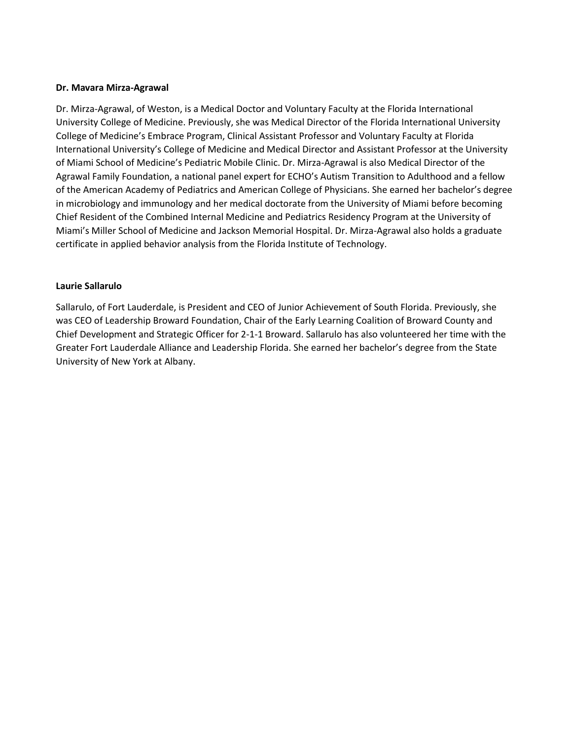**Dr. Mavara Mirza-Agrawal**

Dr. Mirza-Agrawal, of Weston, is a Medical Doctor and Voluntary Faculty at the Florida International University College of Medicine. Previously, she was Medical Director of the Florida International University College of Medicine's Embrace Program, Clinical Assistant Professor and Voluntary Faculty at Florida International University's College of Medicine and Medical Director and Assistant Professor at the University of Miami School of Medicine's Pediatric Mobile Clinic. Dr. Mirza-Agrawal is also Medical Director of the Agrawal Family Foundation, a national panel expert for ECHO's Autism Transition to Adulthood and a fellow of the American Academy of Pediatrics and American College of Physicians. She earned her bachelor's degree in microbiology and immunology and her medical doctorate from the University of Miami before becoming Chief Resident of the Combined Internal Medicine and Pediatrics Residency Program at the University of Miami's Miller School of Medicine and Jackson Memorial Hospital. Dr. Mirza-Agrawal also holds a graduate certificate in applied behavior analysis from the Florida Institute of Technology.

**Laurie Sallarulo**

Sallarulo, of Fort Lauderdale, is President and CEO of Junior Achievement of South Florida. Previously, she was CEO of Leadership Broward Foundation, Chair of the Early Learning Coalition of Broward County and Chief Development and Strategic Officer for 2-1-1 Broward. Sallarulo has also volunteered her time with the Greater Fort Lauderdale Alliance and Leadership Florida. She earned her bachelor's degree from the State University of New York at Albany.